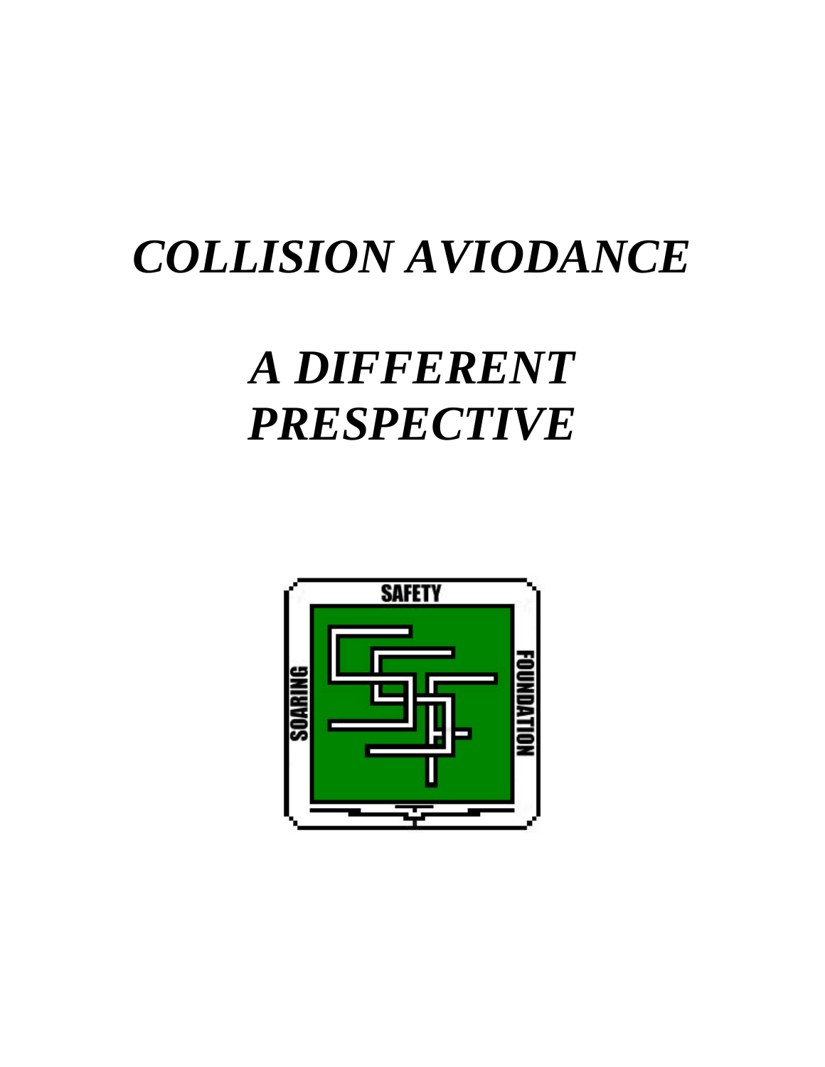# *COLLISION AVIODANCE*

# *A DIFFERENT PRESPECTIVE*

SAFETY

SOARING

FOUNDATION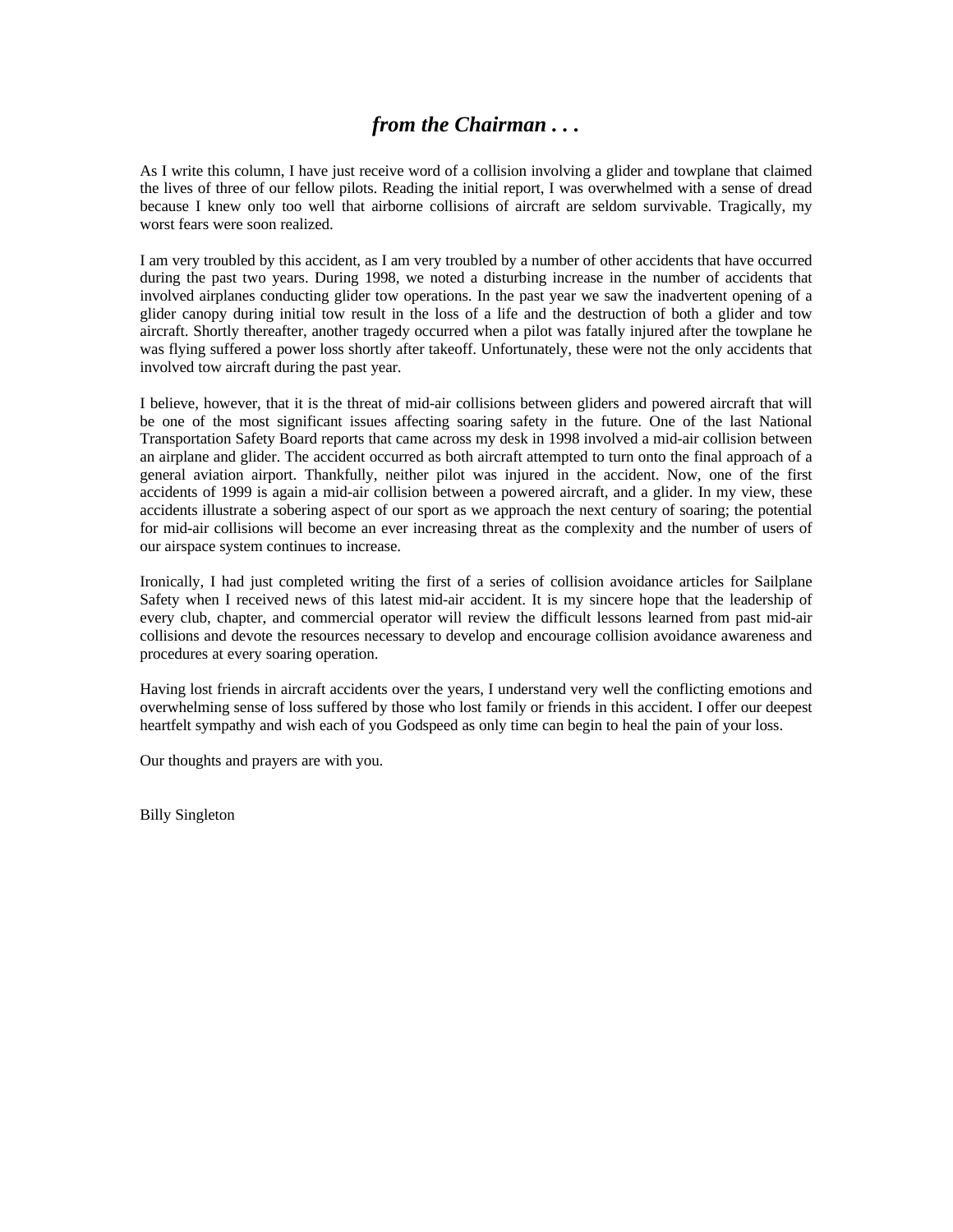## *from the Chairman . . .*

As I write this column, I have just receive word of a collision involving a glider and towplane that claimed the lives of three of our fellow pilots. Reading the initial report, I was overwhelmed with a sense of dread because I knew only too well that airborne collisions of aircraft are seldom survivable. Tragically, my worst fears were soon realized.

I am very troubled by this accident, as I am very troubled by a number of other accidents that have occurred during the past two years. During 1998, we noted a disturbing increase in the number of accidents that involved airplanes conducting glider tow operations. In the past year we saw the inadvertent opening of a glider canopy during initial tow result in the loss of a life and the destruction of both a glider and tow aircraft. Shortly thereafter, another tragedy occurred when a pilot was fatally injured after the towplane he was flying suffered a power loss shortly after takeoff. Unfortunately, these were not the only accidents that involved tow aircraft during the past year.

I believe, however, that it is the threat of mid-air collisions between gliders and powered aircraft that will be one of the most significant issues affecting soaring safety in the future. One of the last National Transportation Safety Board reports that came across my desk in 1998 involved a mid-air collision between an airplane and glider. The accident occurred as both aircraft attempted to turn onto the final approach of a general aviation airport. Thankfully, neither pilot was injured in the accident. Now, one of the first accidents of 1999 is again a mid-air collision between a powered aircraft, and a glider. In my view, these accidents illustrate a sobering aspect of our sport as we approach the next century of soaring; the potential for mid-air collisions will become an ever increasing threat as the complexity and the number of users of our airspace system continues to increase.

Ironically, I had just completed writing the first of a series of collision avoidance articles for Sailplane Safety when I received news of this latest mid-air accident. It is my sincere hope that the leadership of every club, chapter, and commercial operator will review the difficult lessons learned from past mid-air collisions and devote the resources necessary to develop and encourage collision avoidance awareness and procedures at every soaring operation.

Having lost friends in aircraft accidents over the years, I understand very well the conflicting emotions and overwhelming sense of loss suffered by those who lost family or friends in this accident. I offer our deepest heartfelt sympathy and wish each of you Godspeed as only time can begin to heal the pain of your loss.

Our thoughts and prayers are with you.

Billy Singleton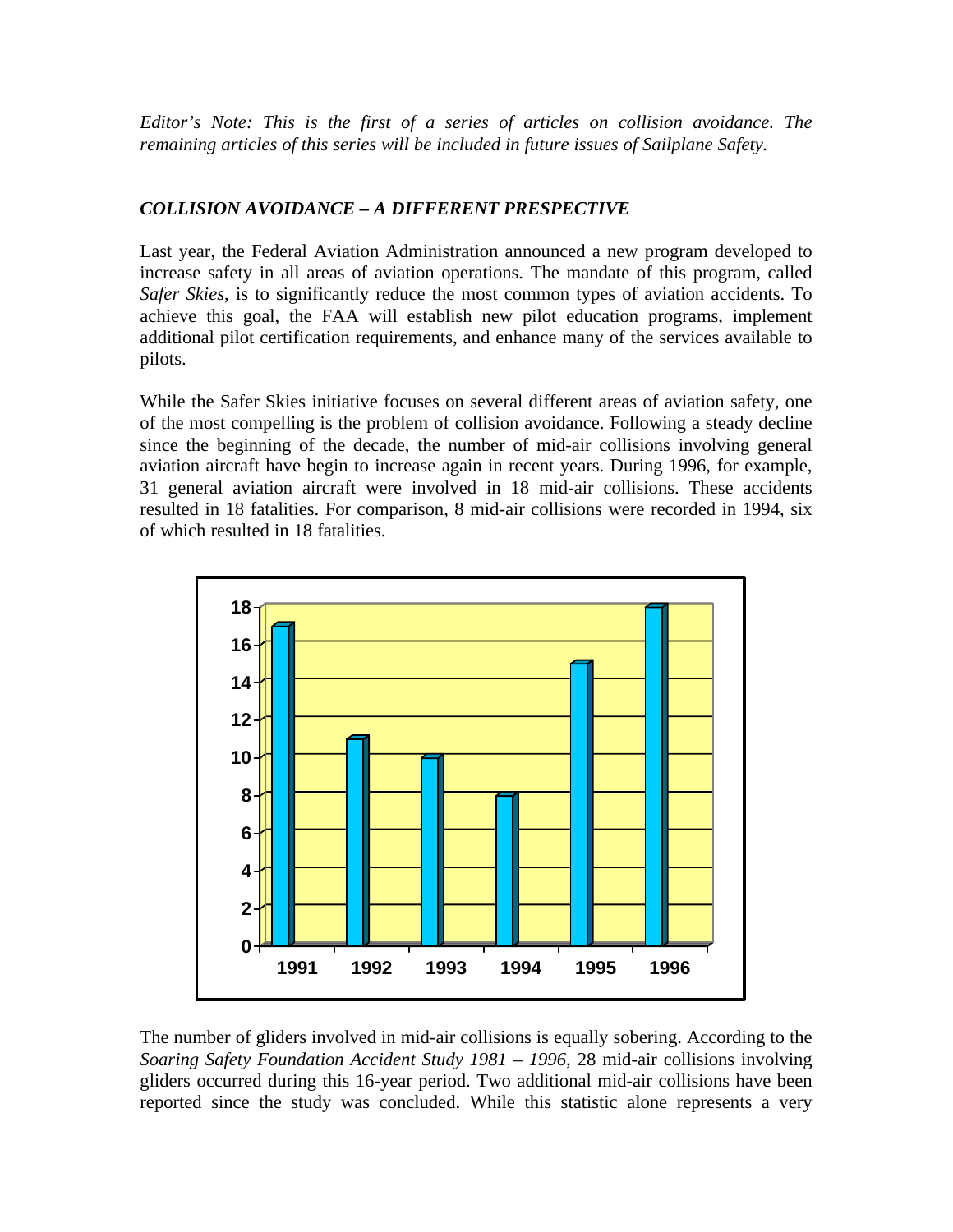*Editor's Note: This is the first of a series of articles on collision avoidance. The remaining articles of this series will be included in future issues of Sailplane Safety.*

### *COLLISION AVOIDANCE – A DIFFERENT PRESPECTIVE*

Last year, the Federal Aviation Administration announced a new program developed to increase safety in all areas of aviation operations. The mandate of this program, called *Safer Skies*, is to significantly reduce the most common types of aviation accidents. To achieve this goal, the FAA will establish new pilot education programs, implement additional pilot certification requirements, and enhance many of the services available to pilots.

While the Safer Skies initiative focuses on several different areas of aviation safety, one of the most compelling is the problem of collision avoidance. Following a steady decline since the beginning of the decade, the number of mid-air collisions involving general aviation aircraft have begin to increase again in recent years. During 1996, for example, 31 general aviation aircraft were involved in 18 mid-air collisions. These accidents resulted in 18 fatalities. For comparison, 8 mid-air collisions were recorded in 1994, six of which resulted in 18 fatalities.

| Year | Mid-air collisions |
|---|---|
| 1991 | 17 |
| 1992 | 11 |
| 1993 | 10 |
| 1994 | 8 |
| 1995 | 15 |
| 1996 | 18 |

The number of gliders involved in mid-air collisions is equally sobering. According to the *Soaring Safety Foundation Accident Study 1981 – 1996*, 28 mid-air collisions involving gliders occurred during this 16-year period. Two additional mid-air collisions have been reported since the study was concluded. While this statistic alone represents a very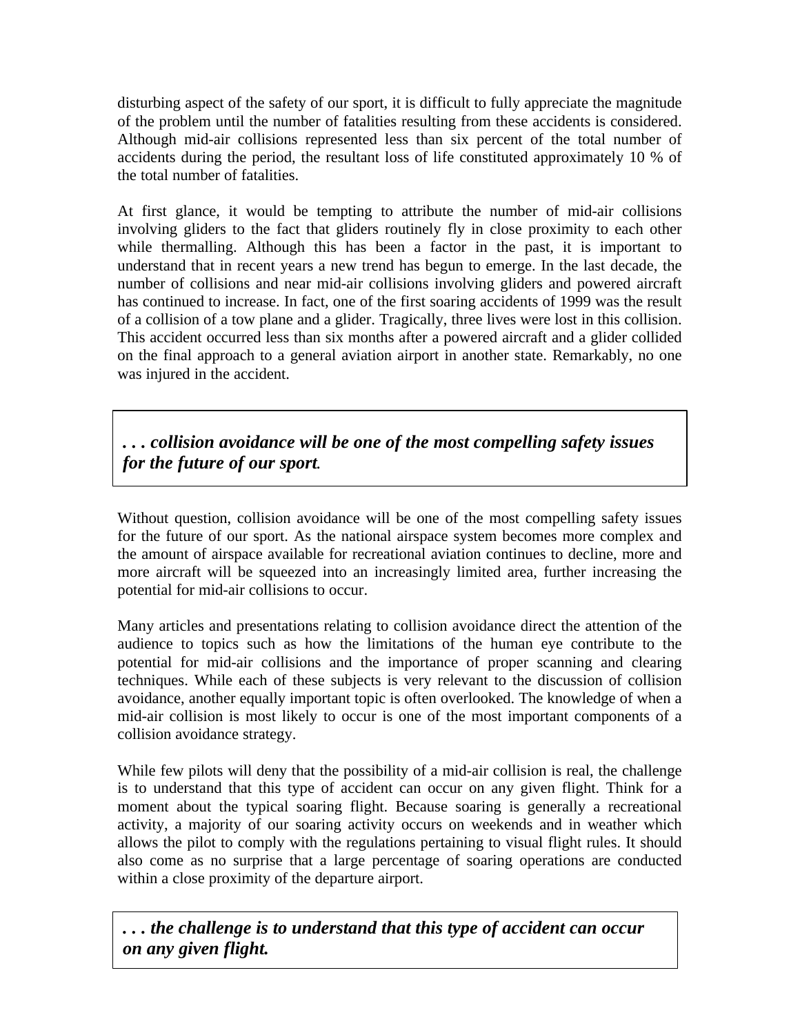disturbing aspect of the safety of our sport, it is difficult to fully appreciate the magnitude of the problem until the number of fatalities resulting from these accidents is considered. Although mid-air collisions represented less than six percent of the total number of accidents during the period, the resultant loss of life constituted approximately 10 % of the total number of fatalities.

At first glance, it would be tempting to attribute the number of mid-air collisions involving gliders to the fact that gliders routinely fly in close proximity to each other while thermalling. Although this has been a factor in the past, it is important to understand that in recent years a new trend has begun to emerge. In the last decade, the number of collisions and near mid-air collisions involving gliders and powered aircraft has continued to increase. In fact, one of the first soaring accidents of 1999 was the result of a collision of a tow plane and a glider. Tragically, three lives were lost in this collision. This accident occurred less than six months after a powered aircraft and a glider collided on the final approach to a general aviation airport in another state. Remarkably, no one was injured in the accident.

***. . . collision avoidance will be one of the most compelling safety issues for the future of our sport.***

Without question, collision avoidance will be one of the most compelling safety issues for the future of our sport. As the national airspace system becomes more complex and the amount of airspace available for recreational aviation continues to decline, more and more aircraft will be squeezed into an increasingly limited area, further increasing the potential for mid-air collisions to occur.

Many articles and presentations relating to collision avoidance direct the attention of the audience to topics such as how the limitations of the human eye contribute to the potential for mid-air collisions and the importance of proper scanning and clearing techniques. While each of these subjects is very relevant to the discussion of collision avoidance, another equally important topic is often overlooked. The knowledge of when a mid-air collision is most likely to occur is one of the most important components of a collision avoidance strategy.

While few pilots will deny that the possibility of a mid-air collision is real, the challenge is to understand that this type of accident can occur on any given flight. Think for a moment about the typical soaring flight. Because soaring is generally a recreational activity, a majority of our soaring activity occurs on weekends and in weather which allows the pilot to comply with the regulations pertaining to visual flight rules. It should also come as no surprise that a large percentage of soaring operations are conducted within a close proximity of the departure airport.

***. . . the challenge is to understand that this type of accident can occur on any given flight.***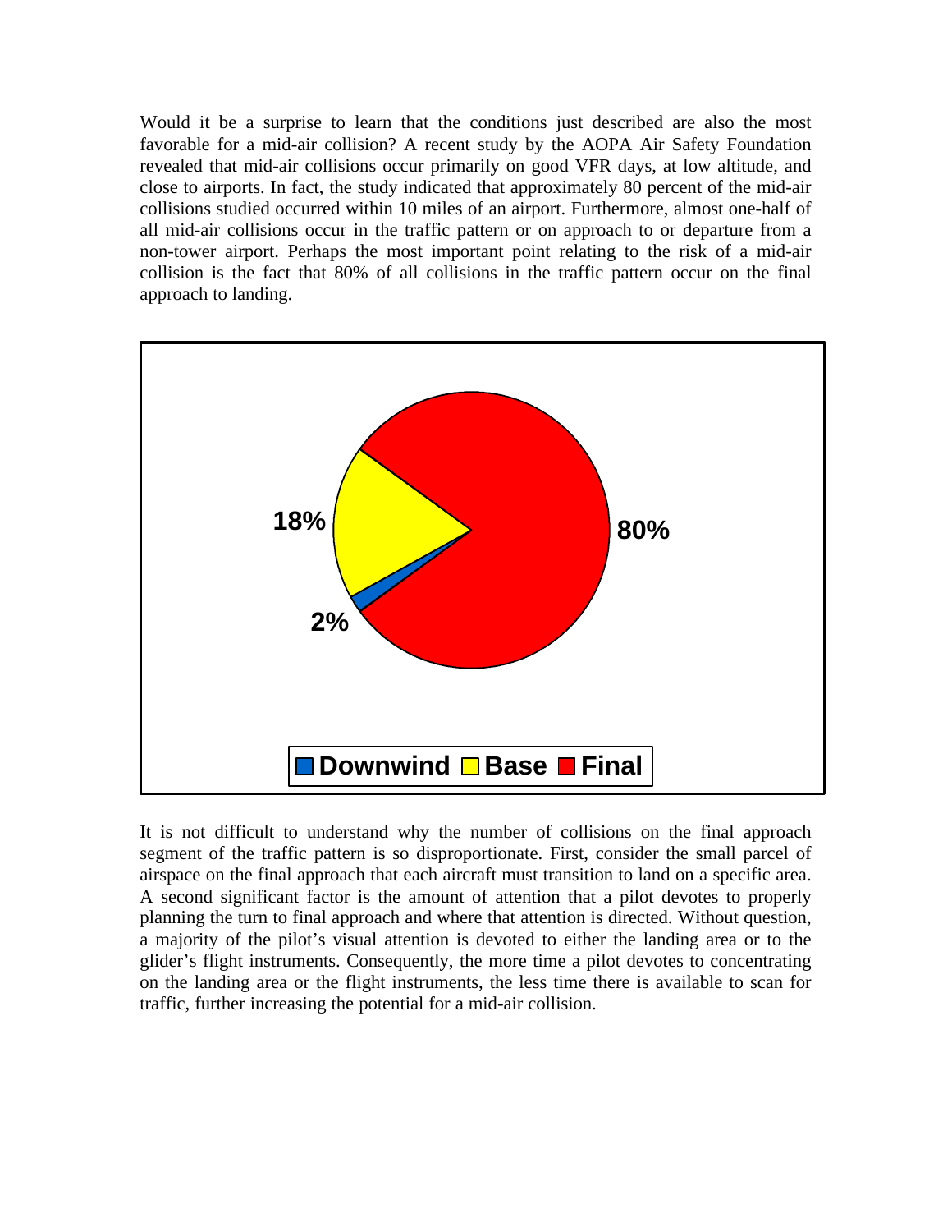Would it be a surprise to learn that the conditions just described are also the most favorable for a mid-air collision? A recent study by the AOPA Air Safety Foundation revealed that mid-air collisions occur primarily on good VFR days, at low altitude, and close to airports. In fact, the study indicated that approximately 80 percent of the mid-air collisions studied occurred within 10 miles of an airport. Furthermore, almost one-half of all mid-air collisions occur in the traffic pattern or on approach to or departure from a non-tower airport. Perhaps the most important point relating to the risk of a mid-air collision is the fact that 80% of all collisions in the traffic pattern occur on the final approach to landing.

18%

80%

2%

Downwind Base Final

It is not difficult to understand why the number of collisions on the final approach segment of the traffic pattern is so disproportionate. First, consider the small parcel of airspace on the final approach that each aircraft must transition to land on a specific area. A second significant factor is the amount of attention that a pilot devotes to properly planning the turn to final approach and where that attention is directed. Without question, a majority of the pilot's visual attention is devoted to either the landing area or to the glider's flight instruments. Consequently, the more time a pilot devotes to concentrating on the landing area or the flight instruments, the less time there is available to scan for traffic, further increasing the potential for a mid-air collision.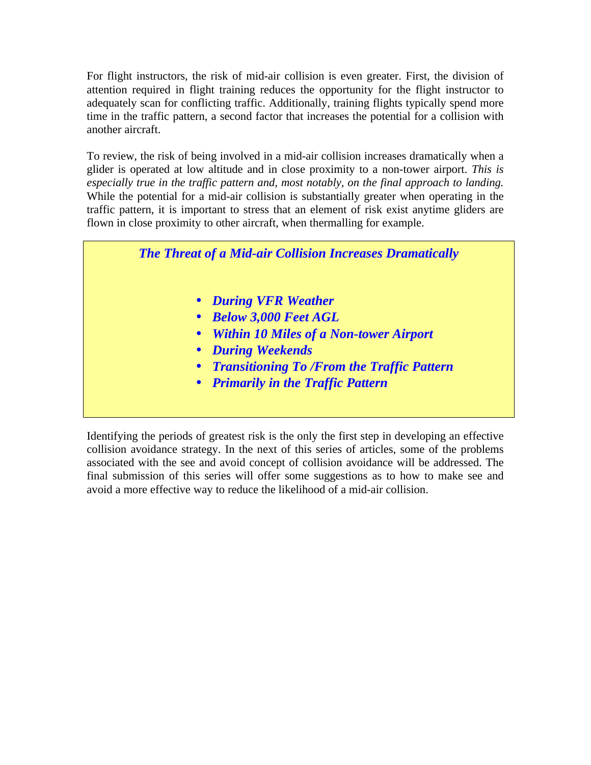For flight instructors, the risk of mid-air collision is even greater. First, the division of attention required in flight training reduces the opportunity for the flight instructor to adequately scan for conflicting traffic. Additionally, training flights typically spend more time in the traffic pattern, a second factor that increases the potential for a collision with another aircraft.

To review, the risk of being involved in a mid-air collision increases dramatically when a glider is operated at low altitude and in close proximity to a non-tower airport. *This is especially true in the traffic pattern and, most notably, on the final approach to landing.* While the potential for a mid-air collision is substantially greater when operating in the traffic pattern, it is important to stress that an element of risk exist anytime gliders are flown in close proximity to other aircraft, when thermalling for example.

***The Threat of a Mid-air Collision Increases Dramatically***

- ***During VFR Weather***
- ***Below 3,000 Feet AGL***
- ***Within 10 Miles of a Non-tower Airport***
- ***During Weekends***
- ***Transitioning To /From the Traffic Pattern***
- ***Primarily in the Traffic Pattern***

Identifying the periods of greatest risk is the only the first step in developing an effective collision avoidance strategy. In the next of this series of articles, some of the problems associated with the see and avoid concept of collision avoidance will be addressed. The final submission of this series will offer some suggestions as to how to make see and avoid a more effective way to reduce the likelihood of a mid-air collision.